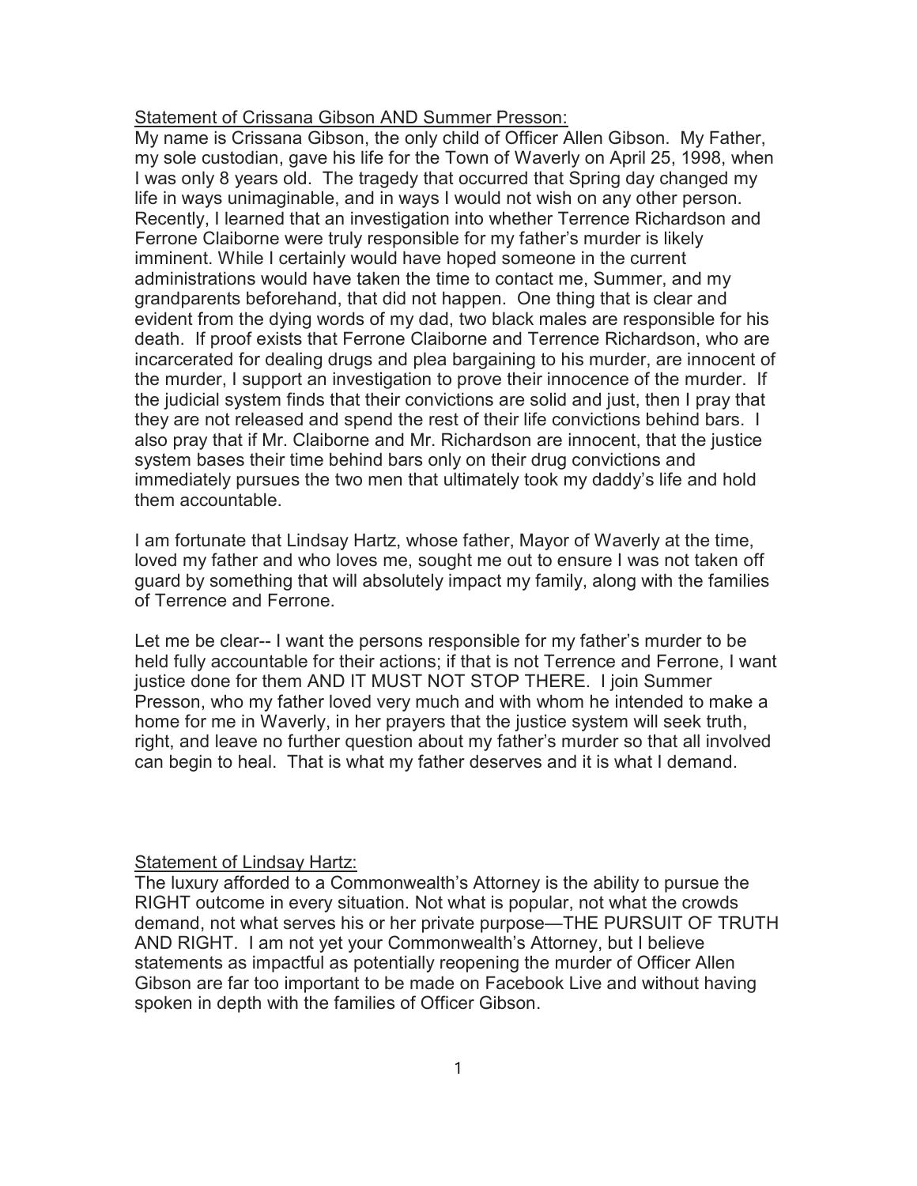<u>Statement of Crissana Gibson AND Summer Presson:</u>

My name is Crissana Gibson, the only child of Officer Allen Gibson. My Father, my sole custodian, gave his life for the Town of Waverly on April 25, 1998, when I was only 8 years old. The tragedy that occurred that Spring day changed my life in ways unimaginable, and in ways I would not wish on any other person. Recently, I learned that an investigation into whether Terrence Richardson and Ferrone Claiborne were truly responsible for my father's murder is likely imminent. While I certainly would have hoped someone in the current administrations would have taken the time to contact me, Summer, and my grandparents beforehand, that did not happen. One thing that is clear and evident from the dying words of my dad, two black males are responsible for his death. If proof exists that Ferrone Claiborne and Terrence Richardson, who are incarcerated for dealing drugs and plea bargaining to his murder, are innocent of the murder, I support an investigation to prove their innocence of the murder. If the judicial system finds that their convictions are solid and just, then I pray that they are not released and spend the rest of their life convictions behind bars. I also pray that if Mr. Claiborne and Mr. Richardson are innocent, that the justice system bases their time behind bars only on their drug convictions and immediately pursues the two men that ultimately took my daddy's life and hold them accountable.

I am fortunate that Lindsay Hartz, whose father, Mayor of Waverly at the time, loved my father and who loves me, sought me out to ensure I was not taken off guard by something that will absolutely impact my family, along with the families of Terrence and Ferrone.

Let me be clear-- I want the persons responsible for my father's murder to be held fully accountable for their actions; if that is not Terrence and Ferrone, I want justice done for them AND IT MUST NOT STOP THERE. I join Summer Presson, who my father loved very much and with whom he intended to make a home for me in Waverly, in her prayers that the justice system will seek truth, right, and leave no further question about my father's murder so that all involved can begin to heal. That is what my father deserves and it is what I demand.

<u>Statement of Lindsay Hartz:</u>

The luxury afforded to a Commonwealth's Attorney is the ability to pursue the RIGHT outcome in every situation. Not what is popular, not what the crowds demand, not what serves his or her private purpose—THE PURSUIT OF TRUTH AND RIGHT. I am not yet your Commonwealth's Attorney, but I believe statements as impactful as potentially reopening the murder of Officer Allen Gibson are far too important to be made on Facebook Live and without having spoken in depth with the families of Officer Gibson.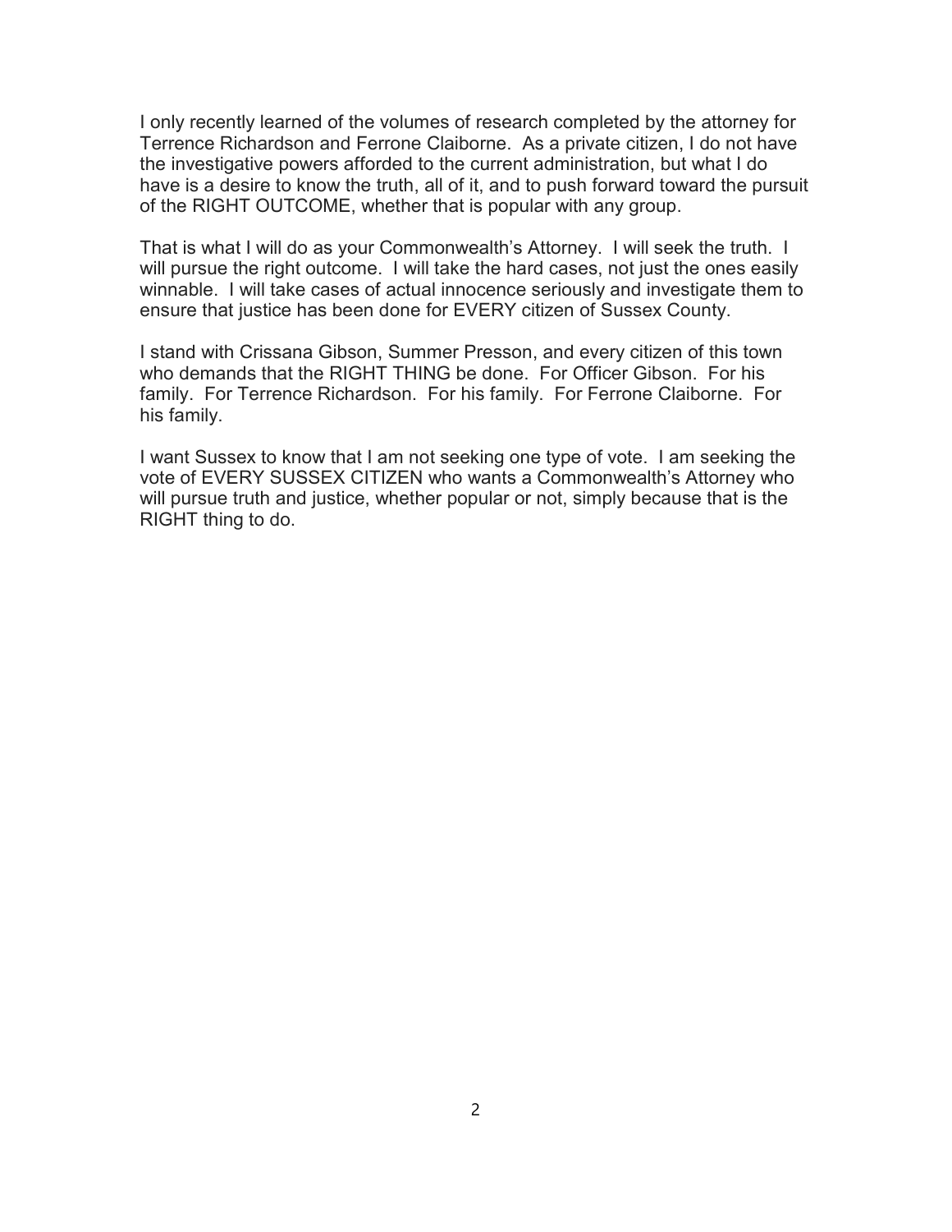I only recently learned of the volumes of research completed by the attorney for Terrence Richardson and Ferrone Claiborne. As a private citizen, I do not have the investigative powers afforded to the current administration, but what I do have is a desire to know the truth, all of it, and to push forward toward the pursuit of the RIGHT OUTCOME, whether that is popular with any group.

That is what I will do as your Commonwealth's Attorney. I will seek the truth. I will pursue the right outcome. I will take the hard cases, not just the ones easily winnable. I will take cases of actual innocence seriously and investigate them to ensure that justice has been done for EVERY citizen of Sussex County.

I stand with Crissana Gibson, Summer Presson, and every citizen of this town who demands that the RIGHT THING be done. For Officer Gibson. For his family. For Terrence Richardson. For his family. For Ferrone Claiborne. For his family.

I want Sussex to know that I am not seeking one type of vote. I am seeking the vote of EVERY SUSSEX CITIZEN who wants a Commonwealth's Attorney who will pursue truth and justice, whether popular or not, simply because that is the RIGHT thing to do.